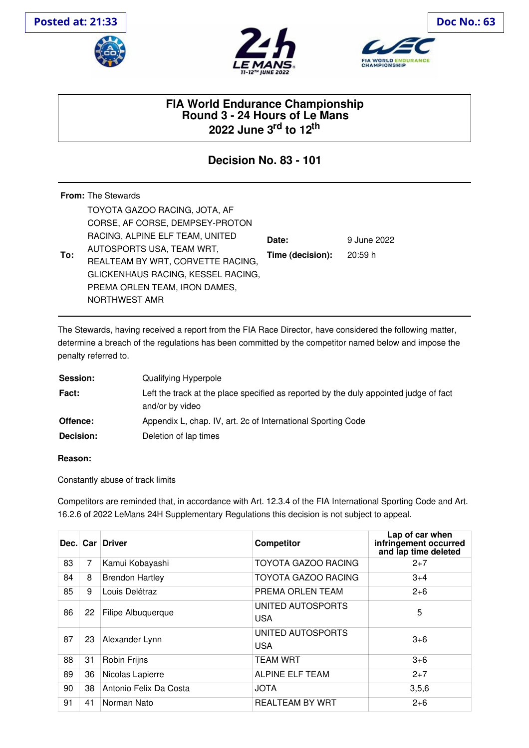Posted at: 21:33

Doc No.: 63

# FIA World Endurance Championship
## Round 3 - 24 Hours of Le Mans
### 2022 June 3rd to 12th

## Decision No. 83 - 101

**From:** The Stewards

**To:** TOYOTA GAZOO RACING, JOTA, AF CORSE, AF CORSE, DEMPSEY-PROTON RACING, ALPINE ELF TEAM, UNITED AUTOSPORTS USA, TEAM WRT, REALTEAM BY WRT, CORVETTE RACING, GLICKENHAUS RACING, KESSEL RACING, PREMA ORLEN TEAM, IRON DAMES, NORTHWEST AMR

**Date:** 9 June 2022

**Time (decision):** 20:59 h

The Stewards, having received a report from the FIA Race Director, have considered the following matter, determine a breach of the regulations has been committed by the competitor named below and impose the penalty referred to.

**Session:** Qualifying Hyperpole

**Fact:** Left the track at the place specified as reported by the duly appointed judge of fact and/or by video

**Offence:** Appendix L, chap. IV, art. 2c of International Sporting Code

**Decision:** Deletion of lap times

**Reason:**

Constantly abuse of track limits

Competitors are reminded that, in accordance with Art. 12.3.4 of the FIA International Sporting Code and Art. 16.2.6 of 2022 LeMans 24H Supplementary Regulations this decision is not subject to appeal.

| Dec. | Car | Driver | Competitor | Lap of car when infringement occurred and lap time deleted |
|---|---|---|---|---|
| 83 | 7 | Kamui Kobayashi | TOYOTA GAZOO RACING | 2+7 |
| 84 | 8 | Brendon Hartley | TOYOTA GAZOO RACING | 3+4 |
| 85 | 9 | Louis Delétraz | PREMA ORLEN TEAM | 2+6 |
| 86 | 22 | Filipe Albuquerque | UNITED AUTOSPORTS USA | 5 |
| 87 | 23 | Alexander Lynn | UNITED AUTOSPORTS USA | 3+6 |
| 88 | 31 | Robin Frijns | TEAM WRT | 3+6 |
| 89 | 36 | Nicolas Lapierre | ALPINE ELF TEAM | 2+7 |
| 90 | 38 | Antonio Felix Da Costa | JOTA | 3,5,6 |
| 91 | 41 | Norman Nato | REALTEAM BY WRT | 2+6 |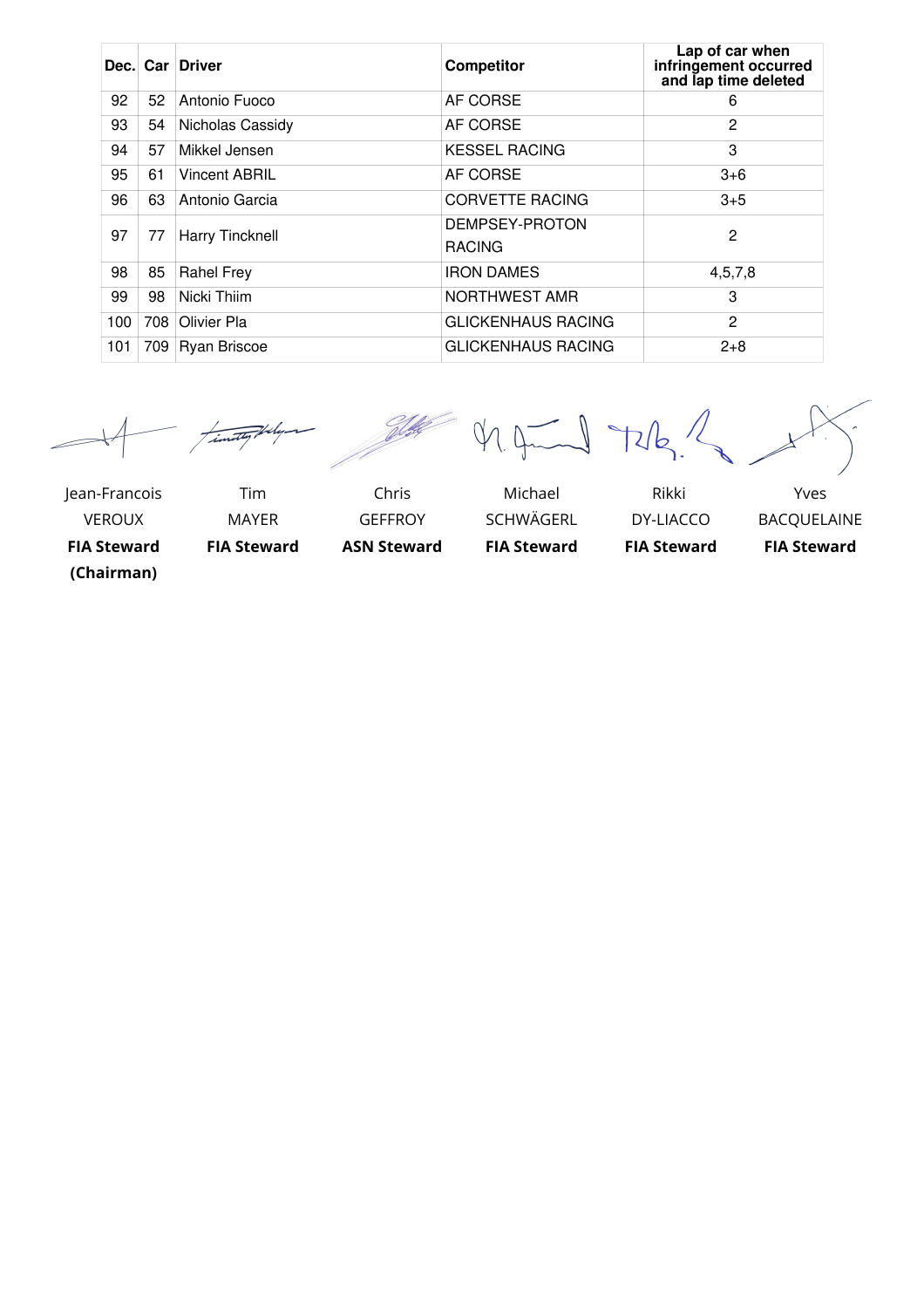| Dec. | Car | Driver | Competitor | Lap of car when infringement occurred and lap time deleted |
|---|---|---|---|---|
| 92 | 52 | Antonio Fuoco | AF CORSE | 6 |
| 93 | 54 | Nicholas Cassidy | AF CORSE | 2 |
| 94 | 57 | Mikkel Jensen | KESSEL RACING | 3 |
| 95 | 61 | Vincent ABRIL | AF CORSE | 3+6 |
| 96 | 63 | Antonio Garcia | CORVETTE RACING | 3+5 |
| 97 | 77 | Harry Tincknell | DEMPSEY-PROTON RACING | 2 |
| 98 | 85 | Rahel Frey | IRON DAMES | 4,5,7,8 |
| 99 | 98 | Nicki Thiim | NORTHWEST AMR | 3 |
| 100 | 708 | Olivier Pla | GLICKENHAUS RACING | 2 |
| 101 | 709 | Ryan Briscoe | GLICKENHAUS RACING | 2+8 |

Jean-Francois VEROUX
**FIA Steward (Chairman)**

Tim MAYER
**FIA Steward**

Chris GEFFROY
**ASN Steward**

Michael SCHWÄGERL
**FIA Steward**

Rikki DY-LIACCO
**FIA Steward**

Yves BACQUELAINE
**FIA Steward**